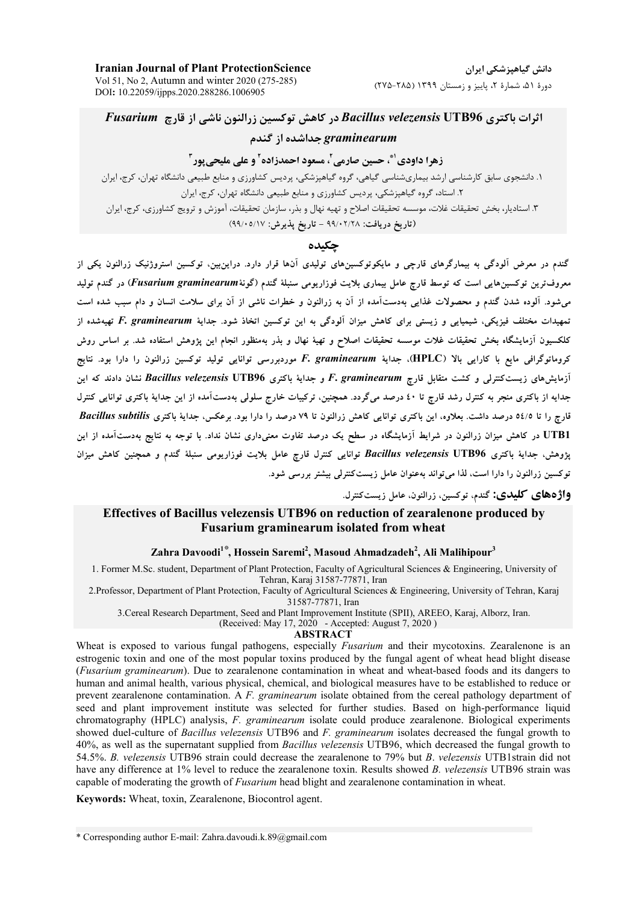# اثرات باکتری *Bacillus velezensis* UTB96 در کاهش توکسین زرالنون ناشی از قارچ *Fusarium graminearum* جداشده از گندم

**زهرا داودی[1*]، حسین صارمی[2]، مسعود احمدزاده[2] و علی ملیحی‌پور[3]**

۱. دانشجوی سابق کارشناسی ارشد بیماری‌شناسی گیاهی، گروه گیاهپزشکی، پردیس کشاورزی و منابع طبیعی دانشگاه تهران، کرج، ایران

۲. استاد، گروه گیاهپزشکی، پردیس کشاورزی و منابع طبیعی دانشگاه تهران، کرج، ایران

۳. استادیار، بخش تحقیقات غلات، موسسه تحقیقات اصلاح و تهیه نهال و بذر، سازمان تحقیقات، آموزش و ترویج کشاورزی، کرج، ایران

(تاریخ دریافت: ۹۹/۰۲/۲۸ - تاریخ پذیرش: ۹۹/۰۵/۱۷)

## چکیده

گندم در معرض آلودگی به بیمارگرهای قارچی و مایکوتوکسین‌های تولیدی آنها قرار دارد. دراین‌بین، توکسین استروژنیک زرالنون یکی از معروف‌ترین توکسین‌هایی است که توسط قارچ عامل بیماری بلایت فوزاریومی سنبلهٔ گندم (گونهٔ *Fusarium graminearum*) در گندم تولید می‌شود. آلوده شدن گندم و محصولات غذایی به‌دست‌آمده از آن به زرالنون و خطرات ناشی از آن برای سلامت انسان و دام سبب شده است تمهیدات مختلف فیزیکی، شیمیایی و زیستی برای کاهش میزان آلودگی به این توکسین اتخاذ شود. جدایهٔ *F. graminearum* تهیه‌شده از کلکسیون آزمایشگاه بخش تحقیقات غلات موسسه تحقیقات اصلاح و تهیهٔ نهال و بذر به‌منظور انجام این پژوهش استفاده شد. بر اساس روش کروماتوگرافی مایع با کارایی بالا (HPLC)، جدایهٔ *F. graminearum* موردبررسی توانایی تولید توکسین زرالنون را دارا بود. نتایج آزمایش‌های زیست‌کنترلی و کشت متقابل قارچ *F. graminearum* و جدایهٔ باکتری *Bacillus velezensis* UTB96 نشان دادند که این جدایه از باکتری منجر به کنترل رشد قارچ تا ۴۰ درصد می‌گردد. همچنین، ترکیبات خارج سلولی به‌دست‌آمده از این جدایهٔ باکتری توانایی کنترل قارچ را تا ۵۴/۵ درصد داشت. بعلاوه، این باکتری توانایی کاهش زرالنون تا ۷۹ درصد را دارا بود. برعکس، جدایهٔ باکتری *Bacillus subtilis* UTB1 در کاهش میزان زرالنون در شرایط آزمایشگاه در سطح یک درصد تفاوت معنی‌داری نشان نداد. با توجه به نتایج به‌دست‌آمده از این پژوهش، جدایهٔ باکتری *Bacillus velezensis* UTB96 توانایی کنترل قارچ عامل بلایت فوزاریومی سنبلهٔ گندم و همچنین کاهش میزان توکسین زرالنون را دارا است، لذا می‌تواند به‌عنوان عامل زیست‌کنترلی بیشتر بررسی شود.

**واژه‌های کلیدی:** گندم، توکسین، زرالنون، عامل زیست‌کنترل.

# Effectives of Bacillus velezensis UTB96 on reduction of zearalenone produced by Fusarium graminearum isolated from wheat

**Zahra Davoodi[1*], Hossein Saremi[2], Masoud Ahmadzadeh[2], Ali Malihipour[3]**

1. Former M.Sc. student, Department of Plant Protection, Faculty of Agricultural Sciences & Engineering, University of Tehran, Karaj 31587-77871, Iran

2. Professor, Department of Plant Protection, Faculty of Agricultural Sciences & Engineering, University of Tehran, Karaj 31587-77871, Iran

3. Cereal Research Department, Seed and Plant Improvement Institute (SPII), AREEO, Karaj, Alborz, Iran.

(Received: May 17, 2020 - Accepted: August 7, 2020 )

## ABSTRACT

Wheat is exposed to various fungal pathogens, especially *Fusarium* and their mycotoxins. Zearalenone is an estrogenic toxin and one of the most popular toxins produced by the fungal agent of wheat head blight disease (*Fusarium graminearum*). Due to zearalenone contamination in wheat and wheat-based foods and its dangers to human and animal health, various physical, chemical, and biological measures have to be established to reduce or prevent zearalenone contamination. A *F. graminearum* isolate obtained from the cereal pathology department of seed and plant improvement institute was selected for further studies. Based on high-performance liquid chromatography (HPLC) analysis, *F. graminearum* isolate could produce zearalenone. Biological experiments showed duel-culture of *Bacillus velezensis* UTB96 and *F. graminearum* isolates decreased the fungal growth to 40%, as well as the supernatant supplied from *Bacillus velezensis* UTB96, which decreased the fungal growth to 54.5%. *B. velezensis* UTB96 strain could decrease the zearalenone to 79% but *B. velezensis* UTB1strain did not have any difference at 1% level to reduce the zearalenone toxin. Results showed *B. velezensis* UTB96 strain was capable of moderating the growth of *Fusarium* head blight and zearalenone contamination in wheat.

**Keywords:** Wheat, toxin, Zearalenone, Biocontrol agent.

\* Corresponding author E-mail: Zahra.davoudi.k.89@gmail.com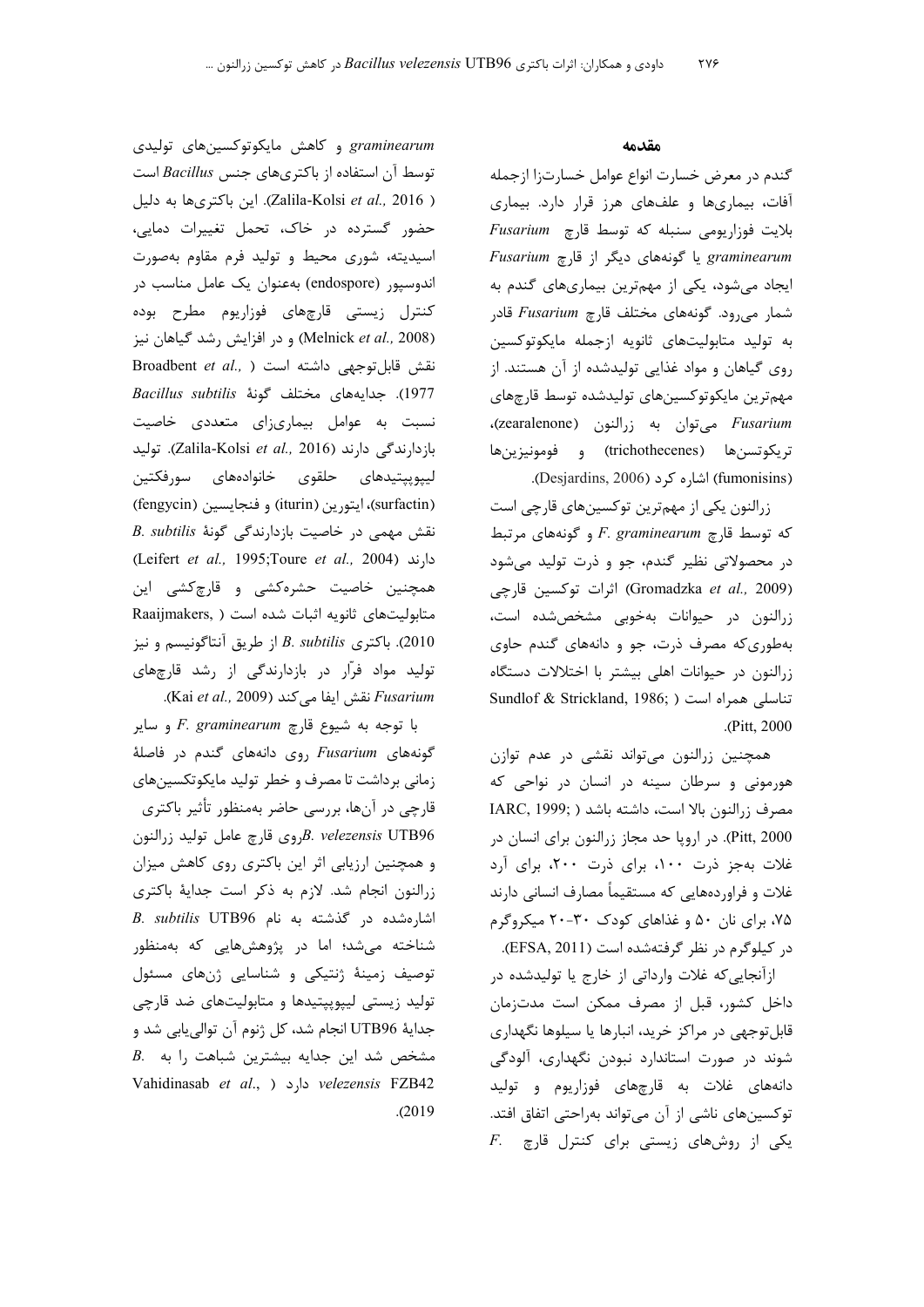## مقدمه

گندم در معرض خسارت انواع عوامل خسارت‌زا ازجمله آفات، بیماری‌ها و علف‌های هرز قرار دارد. بیماری بلایت فوزاریومی سنبله که توسط قارچ *Fusarium graminearum* یا گونه‌های دیگر از قارچ *Fusarium* ایجاد می‌شود، یکی از مهم‌ترین بیماری‌های گندم به شمار می‌رود. گونه‌های مختلف قارچ *Fusarium* قادر به تولید متابولیت‌های ثانویه ازجمله مایکوتوکسین روی گیاهان و مواد غذایی تولیدشده از آن هستند. از مهم‌ترین مایکوتوکسین‌های تولیدشده توسط قارچ‌های *Fusarium* می‌توان به زرالنون (zearalenone)، تریکوتسن‌ها (trichothecenes) و فومونیزین‌ها (fumonisins) اشاره کرد (Desjardins, 2006).

زرالنون یکی از مهم‌ترین توکسین‌های قارچی است که توسط قارچ *F. graminearum* و گونه‌های مرتبط در محصولاتی نظیر گندم، جو و ذرت تولید می‌شود (Gromadzka *et al.,* 2009) اثرات توکسین قارچی زرالنون در حیوانات به‌خوبی مشخص‌شده است، به‌طوری‌که مصرف ذرت، جو و دانه‌های گندم حاوی زرالنون در حیوانات اهلی بیشتر با اختلالات دستگاه تناسلی همراه است (Sundlof & Strickland, 1986; Pitt, 2000).

همچنین زرالنون می‌تواند نقشی در عدم توازن هورمونی و سرطان سینه در انسان در نواحی که مصرف زرالنون بالا است، داشته باشد (IARC, 1999; Pitt, 2000). در اروپا حد مجاز زرالنون برای انسان در غلات به‌جز ذرت ۱۰۰، برای ذرت ۲۰۰، برای آرد غلات و فراورده‌هایی که مستقیماً مصارف انسانی دارند ۷۵، برای نان ۵۰ و غذاهای کودک ۳۰-۲۰ میکروگرم در کیلوگرم در نظر گرفته‌شده است (EFSA, 2011).

ازآنجایی‌که غلات وارداتی از خارج یا تولیدشده در داخل کشور، قبل از مصرف ممکن است مدت‌زمان قابل‌توجهی در مراکز خرید، انبارها یا سیلوها نگهداری شوند در صورت استاندارد نبودن نگهداری، آلودگی دانه‌های غلات به قارچ‌های فوزاریوم و تولید توکسین‌های ناشی از آن می‌تواند به‌راحتی اتفاق افتد. یکی از روش‌های زیستی برای کنترل قارچ *F. graminearum* و کاهش مایکوتوکسین‌های تولیدی توسط آن استفاده از باکتری‌های جنس *Bacillus* است (Zalila-Kolsi *et al.,* 2016). این باکتری‌ها به دلیل حضور گسترده در خاک، تحمل تغییرات دمایی، اسیدیته، شوری محیط و تولید فرم مقاوم به‌صورت اندوسپور (endospore) به‌عنوان یک عامل مناسب در کنترل زیستی قارچ‌های فوزاریوم مطرح بوده (Melnick *et al.,* 2008) و در افزایش رشد گیاهان نیز نقش قابل‌توجهی داشته است (Broadbent *et al.,* 1977). جدایه‌های مختلف گونهٔ *Bacillus subtilis* نسبت به عوامل بیماری‌زای متعددی خاصیت بازدارندگی دارند (Zalila-Kolsi *et al.,* 2016). تولید لیپوپپتیدهای حلقوی خانواده‌های سورفکتین (surfactin)، ایتورین (iturin) و فنجایسین (fengycin) نقش مهمی در خاصیت بازدارندگی گونهٔ *B. subtilis* دارند (Leifert *et al.,* 1995;Toure *et al.,* 2004) همچنین خاصیت حشره‌کشی و قارچ‌کشی این متابولیت‌های ثانویه اثبات شده است (Raaijmakers, 2010). باکتری *B. subtilis* از طریق آنتاگونیسم و نیز تولید مواد فرّار در بازدارندگی از رشد قارچ‌های *Fusarium* نقش ایفا می‌کند (Kai *et al.,* 2009).

با توجه به شیوع قارچ *F. graminearum* و سایر گونه‌های *Fusarium* روی دانه‌های گندم در فاصلهٔ زمانی برداشت تا مصرف و خطر تولید مایکوتکسین‌های قارچی در آن‌ها، بررسی حاضر به‌منظور تأثیر باکتری *B. velezensis* UTB96روی قارچ عامل تولید زرالنون و همچنین ارزیابی اثر این باکتری روی کاهش میزان زرالنون انجام شد. لازم به ذکر است جدایهٔ باکتری اشاره‌شده در گذشته به نام *B. subtilis* UTB96 شناخته می‌شد؛ اما در پژوهش‌هایی که به‌منظور توصیف زمینهٔ ژنتیکی و شناسایی ژن‌های مسئول تولید زیستی لیپوپپتیدها و متابولیت‌های ضد قارچی جدایهٔ UTB96 انجام شد، کل ژنوم آن توالی‌یابی شد و مشخص شد این جدایه بیشترین شباهت را به *B. velezensis* FZB42 دارد (Vahidinasab *et al*., 2019).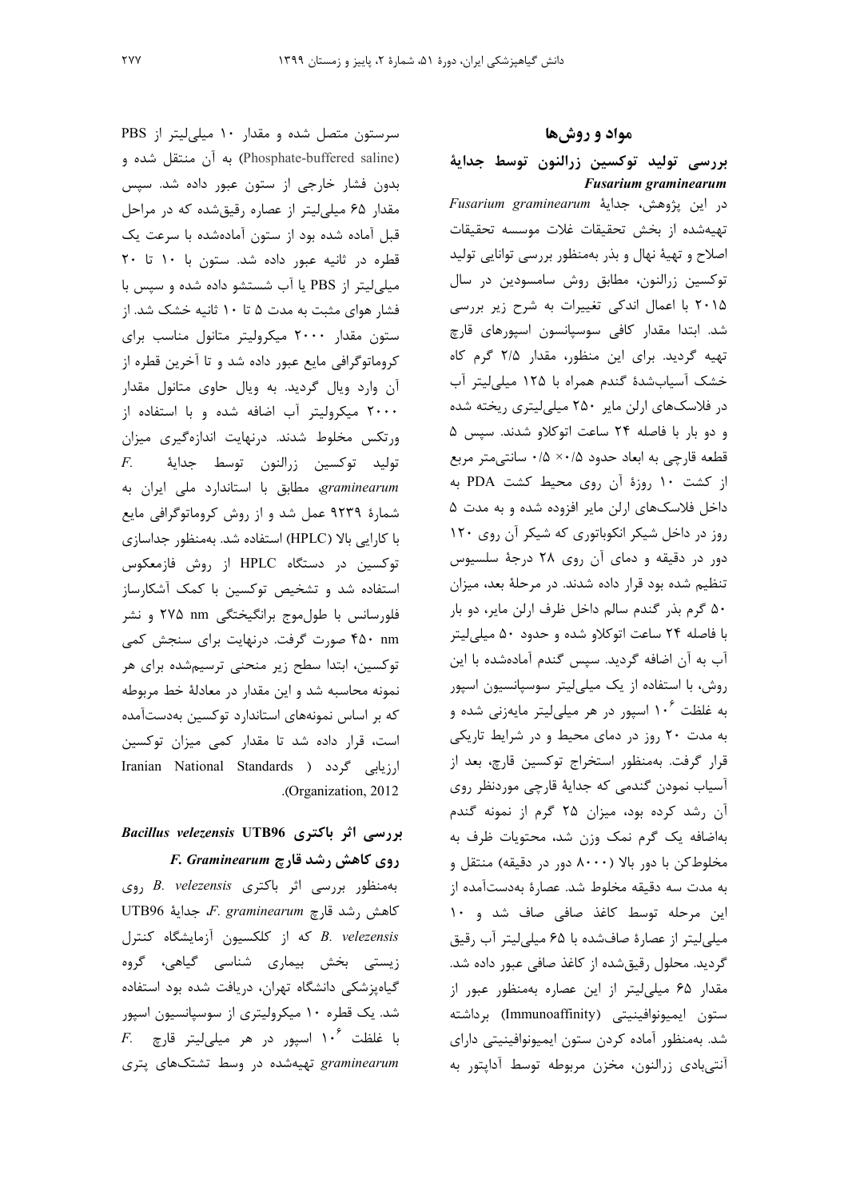## مواد و روش‌ها

### بررسی تولید توکسین زرالنون توسط جدایهٔ *Fusarium graminearum*

در این پژوهش، جدایهٔ *Fusarium graminearum* تهیه‌شده از بخش تحقیقات غلات موسسه تحقیقات اصلاح و تهیهٔ نهال و بذر به‌منظور بررسی توانایی تولید توکسین زرالنون، مطابق روش سامسودین در سال ۲۰۱۵ با اعمال اندکی تغییرات به شرح زیر بررسی شد. ابتدا مقدار کافی سوسپانسون اسپورهای قارچ تهیه گردید. برای این منظور، مقدار ۲/۵ گرم کاه خشک آسیاب‌شدهٔ گندم همراه با ۱۲۵ میلی‌لیتر آب در فلاسک‌های ارلن مایر ۲۵۰ میلی‌لیتری ریخته شده و دو بار با فاصله ۲۴ ساعت اتوکلاو شدند. سپس ۵ قطعه قارچی به ابعاد حدود ۰/۵ × ۰/۵ سانتی‌متر مربع از کشت ۱۰ روزهٔ آن روی محیط کشت PDA به داخل فلاسک‌های ارلن مایر افزوده شده و به مدت ۵ روز در داخل شیکر انکوباتوری که شیکر آن روی ۱۲۰ دور در دقیقه و دمای آن روی ۲۸ درجهٔ سلسیوس تنظیم شده بود قرار داده شدند. در مرحلهٔ بعد، میزان ۵۰ گرم بذر گندم سالم داخل ظرف ارلن مایر، دو بار با فاصله ۲۴ ساعت اتوکلاو شده و حدود ۵۰ میلی‌لیتر آب به آن اضافه گردید. سپس گندم آماده‌شده با این روش، با استفاده از یک میلی‌لیتر سوسپانسیون اسپور به غلظت $10^6$ اسپور در هر میلی‌لیتر مایه‌زنی شده و به مدت ۲۰ روز در دمای محیط و در شرایط تاریکی قرار گرفت. به‌منظور استخراج توکسین قارچ، بعد از آسیاب نمودن گندمی که جدایهٔ قارچی موردنظر روی آن رشد کرده بود، میزان ۲۵ گرم از نمونه گندم به‌اضافه یک گرم نمک وزن شد، محتویات ظرف به مخلوط‌کن با دور بالا (۸۰۰۰ دور در دقیقه) منتقل و به مدت سه دقیقه مخلوط شد. عصارهٔ به‌دست‌آمده از این مرحله توسط کاغذ صافی صاف شد و ۱۰ میلی‌لیتر از عصارهٔ صاف‌شده با ۶۵ میلی‌لیتر آب رقیق گردید. محلول رقیق‌شده از کاغذ صافی عبور داده شد. مقدار ۶۵ میلی‌لیتر از این عصاره به‌منظور عبور از ستون ایمیونوافینیتی (Immunoaffinity) برداشته شد. به‌منظور آماده کردن ستون ایمیونوافینیتی دارای آنتی‌بادی زرالنون، مخزن مربوطه توسط آداپتور به سرستون متصل شده و مقدار ۱۰ میلی‌لیتر از PBS (Phosphate-buffered saline) به آن منتقل شده و بدون فشار خارجی از ستون عبور داده شد. سپس مقدار ۶۵ میلی‌لیتر از عصاره رقیق‌شده که در مراحل قبل آماده شده بود از ستون آماده‌شده با سرعت یک قطره در ثانیه عبور داده شد. ستون با ۱۰ تا ۲۰ میلی‌لیتر از PBS یا آب شستشو داده شده و سپس با فشار هوای مثبت به مدت ۵ تا ۱۰ ثانیه خشک شد. از ستون مقدار ۲۰۰۰ میکرولیتر متانول مناسب برای کروماتوگرافی مایع عبور داده شد و تا آخرین قطره از آن وارد ویال گردید. به ویال حاوی متانول مقدار ۲۰۰۰ میکرولیتر آب اضافه شده و با استفاده از ورتکس مخلوط شدند. درنهایت اندازه‌گیری میزان تولید توکسین زرالنون توسط جدایهٔ *F. graminearum*، مطابق با استاندارد ملی ایران به شمارهٔ ۹۲۳۹ عمل شد و از روش کروماتوگرافی مایع با کارایی بالا (HPLC) استفاده شد. به‌منظور جداسازی توکسین در دستگاه HPLC از روش فازمعکوس استفاده شد و تشخیص توکسین با کمک آشکارساز فلورسانس با طول‌موج برانگیختگی nm ۲۷۵ و نشر nm ۴۵۰ صورت گرفت. درنهایت برای سنجش کمی توکسین، ابتدا سطح زیر منحنی ترسیم‌شده برای هر نمونه محاسبه شد و این مقدار در معادلهٔ خط مربوطه که بر اساس نمونه‌های استاندارد توکسین به‌دست‌آمده است، قرار داده شد تا مقدار کمی میزان توکسین ارزیابی گردد (Iranian National Standards Organization, 2012).

### بررسی اثر باکتری *Bacillus velezensis* UTB96 روی کاهش رشد قارچ *F. Graminearum*

به‌منظور بررسی اثر باکتری *B. velezensis* روی کاهش رشد قارچ *F. graminearum*، جدایهٔ UTB96 *B. velezensis* که از کلکسیون آزمایشگاه کنترل زیستی بخش بیماری شناسی گیاهی، گروه گیاپزشکی دانشگاه تهران، دریافت شده بود استفاده شد. یک قطره ۱۰ میکرولیتری از سوسپانسیون اسپور با غلظت $10^6$ اسپور در هر میلی‌لیتر قارچ *F. graminearum* تهیه‌شده در وسط تشتک‌های پتری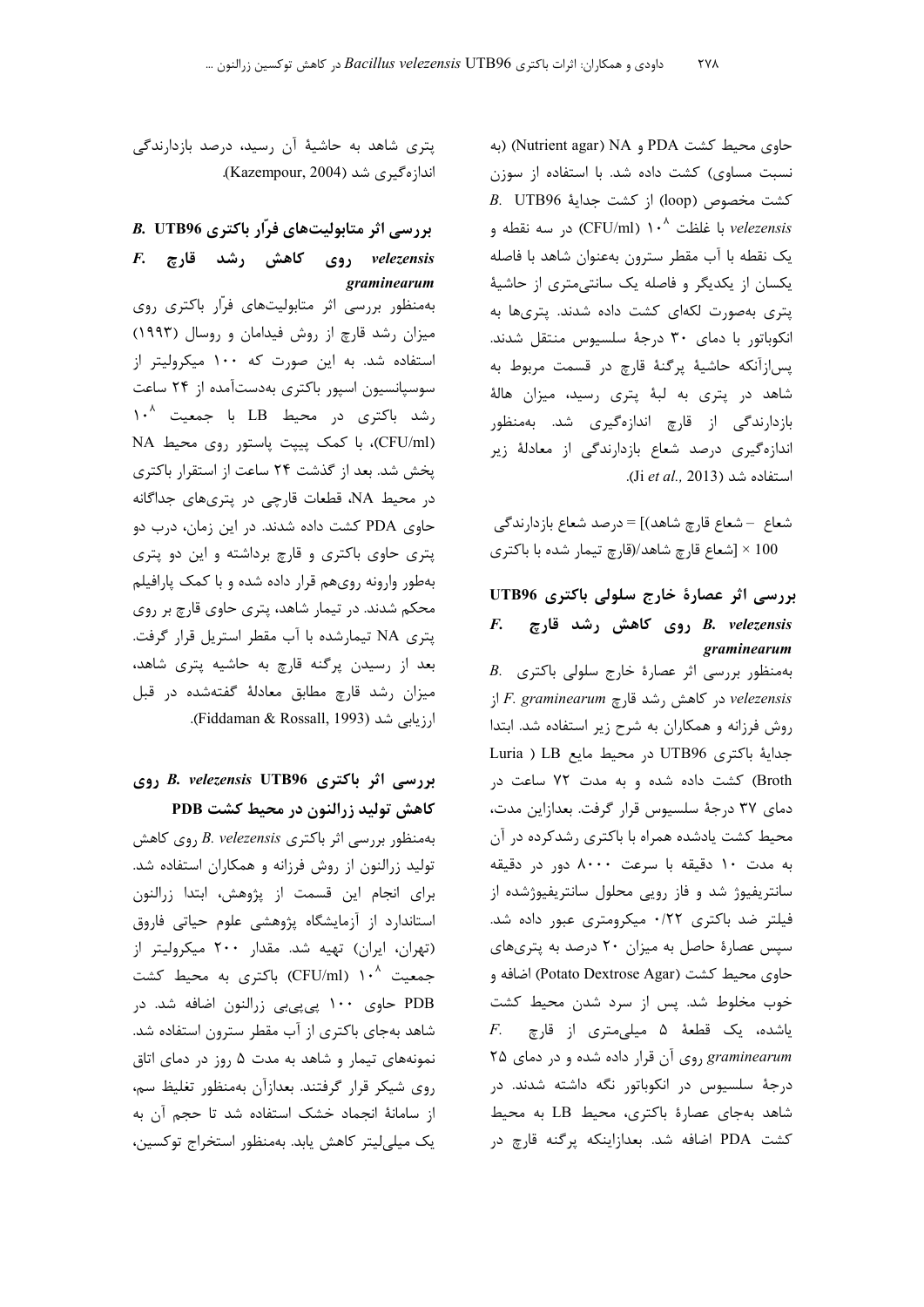حاوی محیط کشت PDA و NA (Nutrient agar) (به نسبت مساوی) کشت داده شد. با استفاده از سوزن کشت مخصوص (loop) از کشت جدایهٔ *B. velezensis* UTB96 با غلظت $10^8$ (CFU/ml) در سه نقطه و یک نقطه با آب مقطر سترون به‌عنوان شاهد با فاصله یکسان از یکدیگر و فاصله یک سانتی‌متری از حاشیهٔ پتری به‌صورت لکه‌ای کشت داده شدند. پتری‌ها به انکوباتور با دمای ۳۰ درجهٔ سلسیوس منتقل شدند. پس‌ازآنکه حاشیهٔ پرگنهٔ قارچ در قسمت مربوط به شاهد در پتری به لبهٔ پتری رسید، میزان هالهٔ بازدارندگی از قارچ اندازه‌گیری شد. به‌منظور اندازه‌گیری درصد شعاع بازدارندگی از معادلهٔ زیر استفاده شد (Ji *et al.,* 2013).

درصد شعاع بازدارندگی = [(شعاع قارچ شاهد – شعاع قارچ تیمار شده با باکتری)/شعاع قارچ شاهد] × 100

## بررسی اثر عصارهٔ خارج سلولی باکتری *B. velezensis* UTB96 روی کاهش رشد قارچ *F. graminearum*

به‌منظور بررسی اثر عصارهٔ خارج سلولی باکتری *B. velezensis* در کاهش رشد قارچ *F. graminearum* از روش فرزانه و همکاران به شرح زیر استفاده شد. ابتدا جدایهٔ باکتری UTB96 در محیط مایع LB (Luria Broth) کشت داده شده و به مدت ۷۲ ساعت در دمای ۳۷ درجهٔ سلسیوس قرار گرفت. بعدازاین مدت، محیط کشت یادشده همراه با باکتری رشدکرده در آن به مدت ۱۰ دقیقه با سرعت ۸۰۰۰ دور در دقیقه سانتریفیوژ شد و فاز رویی محلول سانتریفیوژشده از فیلتر ضد باکتری ۰/۲۲ میکرومتری عبور داده شد. سپس عصارهٔ حاصل به میزان ۲۰ درصد به پتری‌های حاوی محیط کشت (Potato Dextrose Agar) اضافه و خوب مخلوط شد. پس از سرد شدن محیط کشت یاشده، یک قطعهٔ ۵ میلی‌متری از قارچ *F. graminearum* روی آن قرار داده شده و در دمای ۲۵ درجهٔ سلسیوس در انکوباتور نگه داشته شدند. در شاهد به‌جای عصارهٔ باکتری، محیط LB به محیط کشت PDA اضافه شد. بعدازاینکه پرگنه قارچ در پتری شاهد به حاشیهٔ آن رسید، درصد بازدارندگی اندازه‌گیری شد (Kazempour, 2004).

## بررسی اثر متابولیت‌های فرّار باکتری *B. velezensis* UTB96 روی کاهش رشد قارچ *F. graminearum*

به‌منظور بررسی اثر متابولیت‌های فرّار باکتری روی میزان رشد قارچ از روش فیدامان و روسال (۱۹۹۳) استفاده شد. به این صورت که ۱۰۰ میکرولیتر از سوسپانسیون اسپور باکتری به‌دست‌آمده از ۲۴ ساعت رشد باکتری در محیط LB با جمعیت $10^8$ (CFU/ml)، با کمک پیپت پاستور روی محیط NA پخش شد. بعد از گذشت ۲۴ ساعت از استقرار باکتری در محیط NA، قطعات قارچی در پتری‌های جداگانه حاوی PDA کشت داده شدند. در این زمان، درب دو پتری حاوی باکتری و قارچ برداشته و این دو پتری به‌طور وارونه روی‌هم قرار داده شده و با کمک پارافیلم محکم شدند. در تیمار شاهد، پتری حاوی قارچ بر روی پتری NA تیمارشده با آب مقطر استریل قرار گرفت. بعد از رسیدن پرگنه قارچ به حاشیه پتری شاهد، میزان رشد قارچ مطابق معادلهٔ گفته‌شده در قبل ارزیابی شد (Fiddaman & Rossall, 1993).

## بررسی اثر باکتری *B. velezensis* UTB96 روی کاهش تولید زرالنون در محیط کشت PDB

به‌منظور بررسی اثر باکتری *B. velezensis* روی کاهش تولید زرالنون از روش فرزانه و همکاران استفاده شد. برای انجام این قسمت از پژوهش، ابتدا زرالنون استاندارد از آزمایشگاه پژوهشی علوم حیاتی فاروق (تهران، ایران) تهیه شد. مقدار ۲۰۰ میکرولیتر از جمعیت $10^8$ (CFU/ml) باکتری به محیط کشت PDB حاوی ۱۰۰ پی‌پی‌بی زرالنون اضافه شد. در شاهد به‌جای باکتری از آب مقطر سترون استفاده شد. نمونه‌های تیمار و شاهد به مدت ۵ روز در دمای اتاق روی شیکر قرار گرفتند. بعدازآن به‌منظور تغلیظ سم، از سامانهٔ انجماد خشک استفاده شد تا حجم آن به یک میلی‌لیتر کاهش یابد. به‌منظور استخراج توکسین،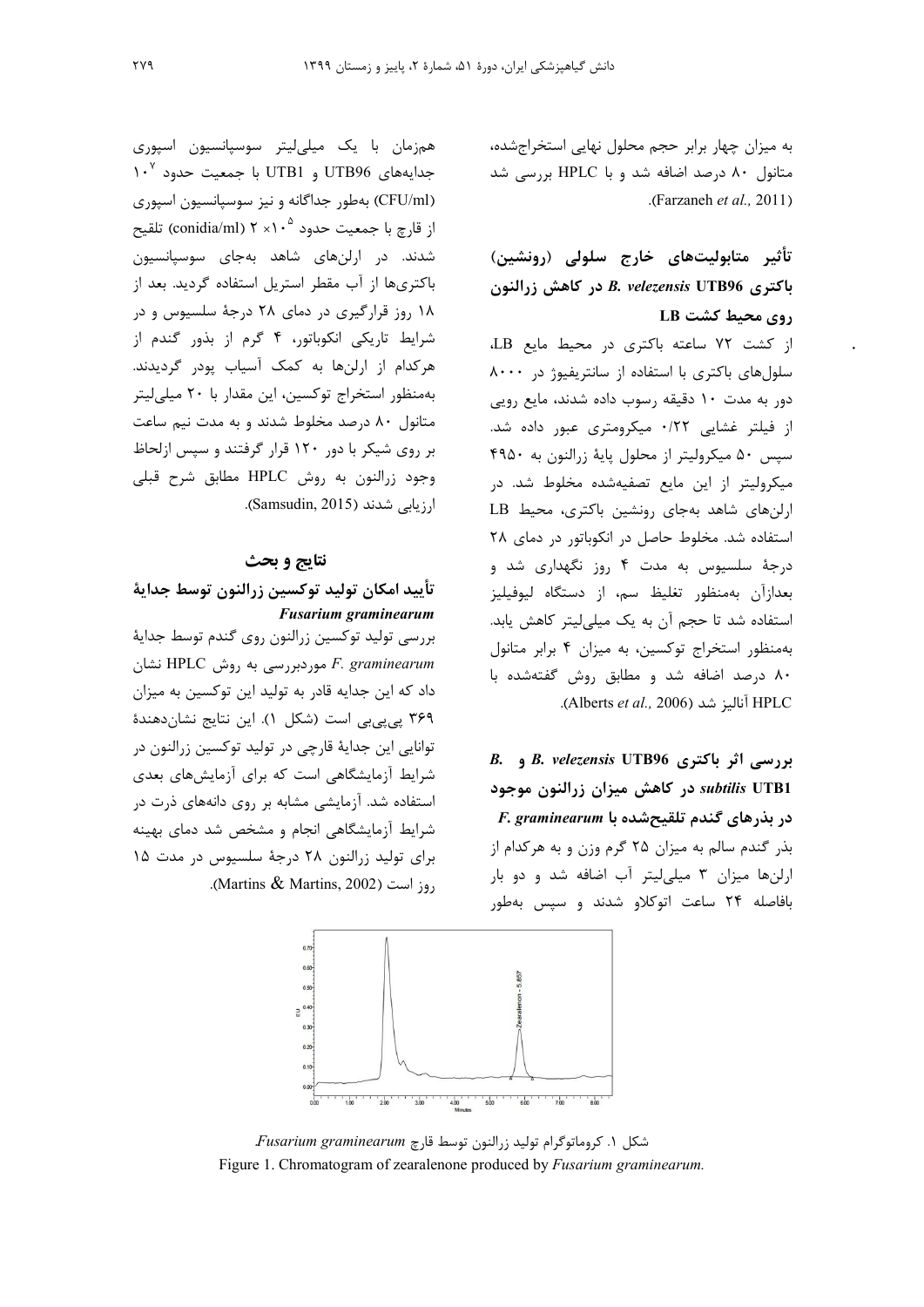به میزان چهار برابر حجم محلول نهایی استخراج‌شده، متانول ۸۰ درصد اضافه شد و با HPLC بررسی شد (Farzaneh *et al.,* 2011).

### تأثیر متابولیت‌های خارج سلولی (رونشین) باکتری *B. velezensis* UTB96 در کاهش زرالنون روی محیط کشت LB

از کشت ۷۲ ساعته باکتری در محیط مایع LB، سلول‌های باکتری با استفاده از سانتریفیوژ در ۸۰۰۰ دور به مدت ۱۰ دقیقه رسوب داده شدند، مایع رویی از فیلتر غشایی ۰/۲۲ میکرومتری عبور داده شد. سپس ۵۰ میکرولیتر از محلول پایهٔ زرالنون به ۴۹۵۰ میکرولیتر از این مایع تصفیه‌شده مخلوط شد. در ارلن‌های شاهد به‌جای رونشین باکتری، محیط LB استفاده شد. مخلوط حاصل در انکوباتور در دمای ۲۸ درجهٔ سلسیوس به مدت ۴ روز نگهداری شد و بعدازآن به‌منظور تغلیظ سم، از دستگاه لیوفیلیز استفاده شد تا حجم آن به یک میلی‌لیتر کاهش یابد. به‌منظور استخراج توکسین، به میزان ۴ برابر متانول ۸۰ درصد اضافه شد و مطابق روش گفته‌شده با HPLC آنالیز شد (Alberts *et al.,* 2006).

### بررسی اثر باکتری *B. velezensis* UTB96 و *B. subtilis* UTB1 در کاهش میزان زرالنون موجود در بذرهای گندم تلقیح‌شده با *F. graminearum*

بذر گندم سالم به میزان ۲۵ گرم وزن و به هرکدام از ارلن‌ها میزان ۳ میلی‌لیتر آب اضافه شد و دو بار بافاصله ۲۴ ساعت اتوکلاو شدند و سپس به‌طور هم‌زمان با یک میلی‌لیتر سوسپانسیون اسپوری جدایه‌های UTB96 و UTB1 با جمعیت حدود $10^7$ (CFU/ml) به‌طور جداگانه و نیز سوسپانسیون اسپوری از قارچ با جمعیت حدود $2 \times 10^5$ (conidia/ml) تلقیح شدند. در ارلن‌های شاهد به‌جای سوسپانسیون باکتری‌ها از آب مقطر استریل استفاده گردید. بعد از ۱۸ روز قرارگیری در دمای ۲۸ درجهٔ سلسیوس و در شرایط تاریکی انکوباتور، ۴ گرم از بذور گندم از هرکدام از ارلن‌ها به کمک آسیاب پودر گردیدند. به‌منظور استخراج توکسین، این مقدار با ۲۰ میلی‌لیتر متانول ۸۰ درصد مخلوط شدند و به مدت نیم ساعت بر روی شیکر با دور ۱۲۰ قرار گرفتند و سپس ازلحاظ وجود زرالنون به روش HPLC مطابق شرح قبلی ارزیابی شدند (Samsudin, 2015).

## نتایج و بحث

### تأیید امکان تولید توکسین زرالنون توسط جدایهٔ *Fusarium graminearum*

بررسی تولید توکسین زرالنون روی گندم توسط جدایهٔ *F. graminearum* موردبررسی به روش HPLC نشان داد که این جدایه قادر به تولید این توکسین به میزان ۳۶۹ پی‌پی‌بی است (شکل ۱). این نتایج نشان‌دهندهٔ توانایی این جدایهٔ قارچی در تولید زرالنون در شرایط آزمایشگاهی است که برای آزمایش‌های بعدی استفاده شد. آزمایشی مشابه بر روی دانه‌های ذرت در شرایط آزمایشگاهی انجام و مشخص شد دمای بهینه برای تولید زرالنون ۲۸ درجهٔ سلسیوس در مدت ۱۵ روز است (Martins & Martins, 2002).

شکل ۱. کروماتوگرام تولید زرالنون توسط قارچ *Fusarium graminearum*

Figure 1. Chromatogram of zearalenone produced by *Fusarium graminearum.*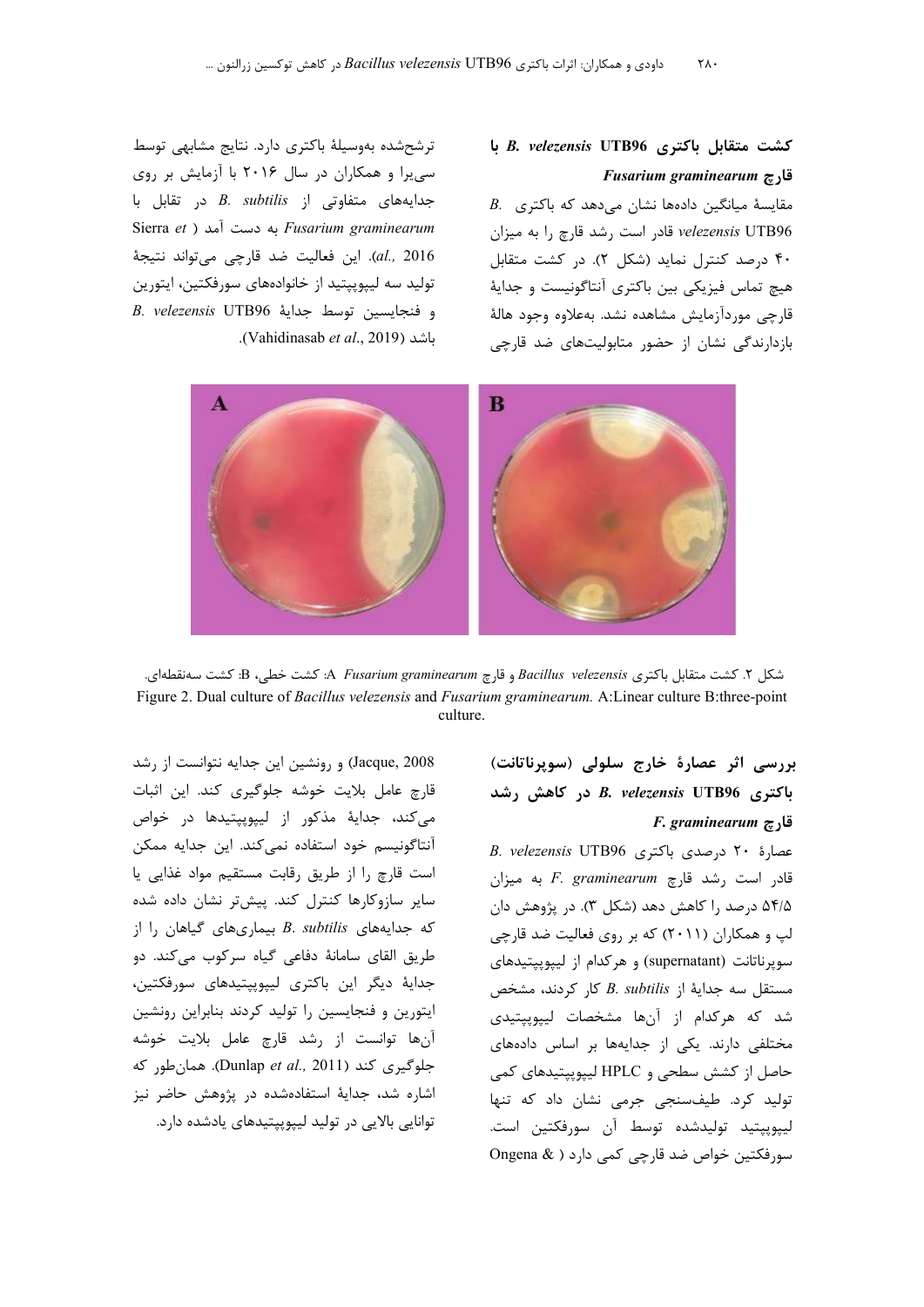### کشت متقابل باکتری *B. velezensis* UTB96 با قارچ *Fusarium graminearum*

مقایسهٔ میانگین داده‌ها نشان می‌دهد که باکتری *B. velezensis* UTB96 قادر است رشد قارچ را به میزان ۴۰ درصد کنترل نماید (شکل ۲). در کشت متقابل هیچ تماس فیزیکی بین باکتری آنتاگونیست و جدایهٔ قارچی موردآزمایش مشاهده نشد. به‌علاوه وجود هالهٔ بازدارندگی نشان از حضور متابولیت‌های ضد قارچی ترشح‌شده به‌وسیلهٔ باکتری دارد. نتایج مشابهی توسط سی‌یرا و همکاران در سال ۲۰۱۶ با آزمایش بر روی جدایه‌های متفاوتی از *B. subtilis* در تقابل با *Fusarium graminearum* به دست آمد (Sierra *et al.,* 2016). این فعالیت ضد قارچی می‌تواند نتیجهٔ تولید سه لیپوپپتید از خانواده‌های سورفکتین، ایتورین و فنجایسین توسط جدایهٔ *B. velezensis* UTB96 باشد (Vahidinasab *et al*., 2019).

شکل ۲. کشت متقابل باکتری *Bacillus velezensis* و قارچ *Fusarium graminearum* A: کشت خطی، B: کشت سه‌نقطه‌ای.

Figure 2. Dual culture of *Bacillus velezensis* and *Fusarium graminearum.* A:Linear culture B:three-point culture.

### بررسی اثر عصارهٔ خارج سلولی (سوپرناتانت) باکتری *B. velezensis* UTB96 در کاهش رشد قارچ *F. graminearum*

عصارهٔ ۲۰ درصدی باکتری *B. velezensis* UTB96 قادر است رشد قارچ *F. graminearum* به میزان ۵۴/۵ درصد را کاهش دهد (شکل ۳). در پژوهش دان لپ و همکاران (۲۰۱۱) که بر روی فعالیت ضد قارچی سوپرناتانت (supernatant) و هرکدام از لیپوپپتیدهای مستقل سه جدایهٔ از *B. subtilis* کار کردند، مشخص شد که هرکدام از آن‌ها مشخصات لیپوپپتیدی مختلفی دارند. یکی از جدایه‌ها بر اساس داده‌های حاصل از کشش سطحی و HPLC لیپوپپتیدهای کمی تولید کرد. طیف‌سنجی جرمی نشان داد که تنها لیپوپپتید تولیدشده توسط آن سورفکتین است. سورفکتین خواص ضد قارچی کمی دارد (Ongena & Jacque, 2008) و رونشین این جدایه نتوانست از رشد قارچ عامل بلایت خوشه جلوگیری کند. این اثبات می‌کند، جدایهٔ مذکور از لیپوپپتیدها در خواص آنتاگونیسم خود استفاده نمی‌کند. این جدایه ممکن است قارچ را از طریق رقابت مستقیم مواد غذایی یا سایر سازوکارها کنترل کند. پیش‌تر نشان داده شده که جدایه‌های *B. subtilis* بیماری‌های گیاهان را از طریق القای سامانهٔ دفاعی گیاه سرکوب می‌کند. دو جدایهٔ دیگر این باکتری لیپوپپتیدهای سورفکتین، ایتورین و فنجایسین را تولید کردند بنابراین رونشین آن‌ها توانست از رشد قارچ عامل بلایت خوشه جلوگیری کند (Dunlap *et al.,* 2011). همان‌طور که اشاره شد، جدایهٔ استفاده‌شده در پژوهش حاضر نیز توانایی بالایی در تولید لیپوپپتیدهای یادشده دارد.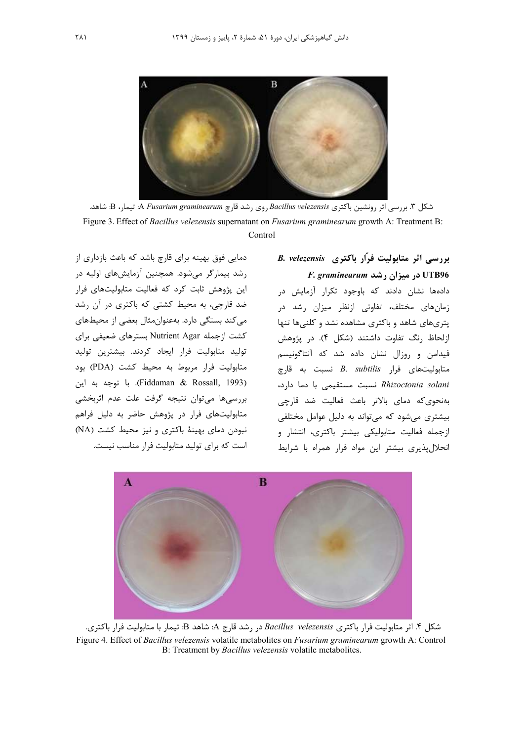شکل ۳. بررسی اثر رونشین باکتری *Bacillus velezensis* روی رشد قارچ *Fusarium graminearum* A: تیمار، B: شاهد.

Figure 3. Effect of *Bacillus velezensis* supernatant on *Fusarium graminearum* growth A: Treatment B: Control

### بررسی اثر متابولیت فرّار باکتری *B. velezensis* UTB96 در میزان رشد *F. graminearum*

داده‌ها نشان دادند که باوجود تکرار آزمایش در زمان‌های مختلف، تفاوتی ازنظر میزان رشد در پتری‌های شاهد و باکتری مشاهده نشد و کلنی‌ها تنها ازلحاظ رنگ تفاوت داشتند (شکل ۴). در پژوهش فیدامن و روزال نشان داده شد که آنتاگونیسم متابولیت‌های فرار *B. subtilis* نسبت به قارچ *Rhizoctonia solani* نسبت مستقیمی با دما دارد، به‌نحوی‌که دمای بالاتر باعث فعالیت ضد قارچی بیشتری می‌شود که می‌تواند به دلیل عوامل مختلفی ازجمله فعالیت متابولیکی بیشتر باکتری، انتشار و انحلال‌پذیری بیشتر این مواد فرار همراه با شرایط دمایی فوق بهینه برای قارچ باشد که باعث بازداری از رشد بیمارگر می‌شود. همچنین آزمایش‌های اولیه در این پژوهش ثابت کرد که فعالیت متابولیت‌های فرار ضد قارچی، به محیط کشتی که باکتری در آن رشد می‌کند بستگی دارد. به‌عنوان‌مثال بعضی از محیط‌های کشت ازجمله Nutrient Agar بسترهای ضعیفی برای تولید متابولیت فرار ایجاد کردند. بیشترین تولید متابولیت فرار مربوط به محیط کشت (PDA) بود (Fiddaman & Rossall, 1993). با توجه به این بررسی‌ها می‌توان نتیجه گرفت علت عدم اثربخشی متابولیت‌های فرار در پژوهش حاضر به دلیل فراهم نبودن دمای بهینهٔ باکتری و نیز محیط کشت (NA) است که برای تولید متابولیت فرار مناسب نیست.

شکل ۴. اثر متابولیت فرار باکتری *Bacillus velezensis* در رشد قارچ A: شاهد B: تیمار با متابولیت فرار باکتری.

Figure 4. Effect of *Bacillus velezensis* volatile metabolites on *Fusarium graminearum* growth A: Control B: Treatment by *Bacillus velezensis* volatile metabolites.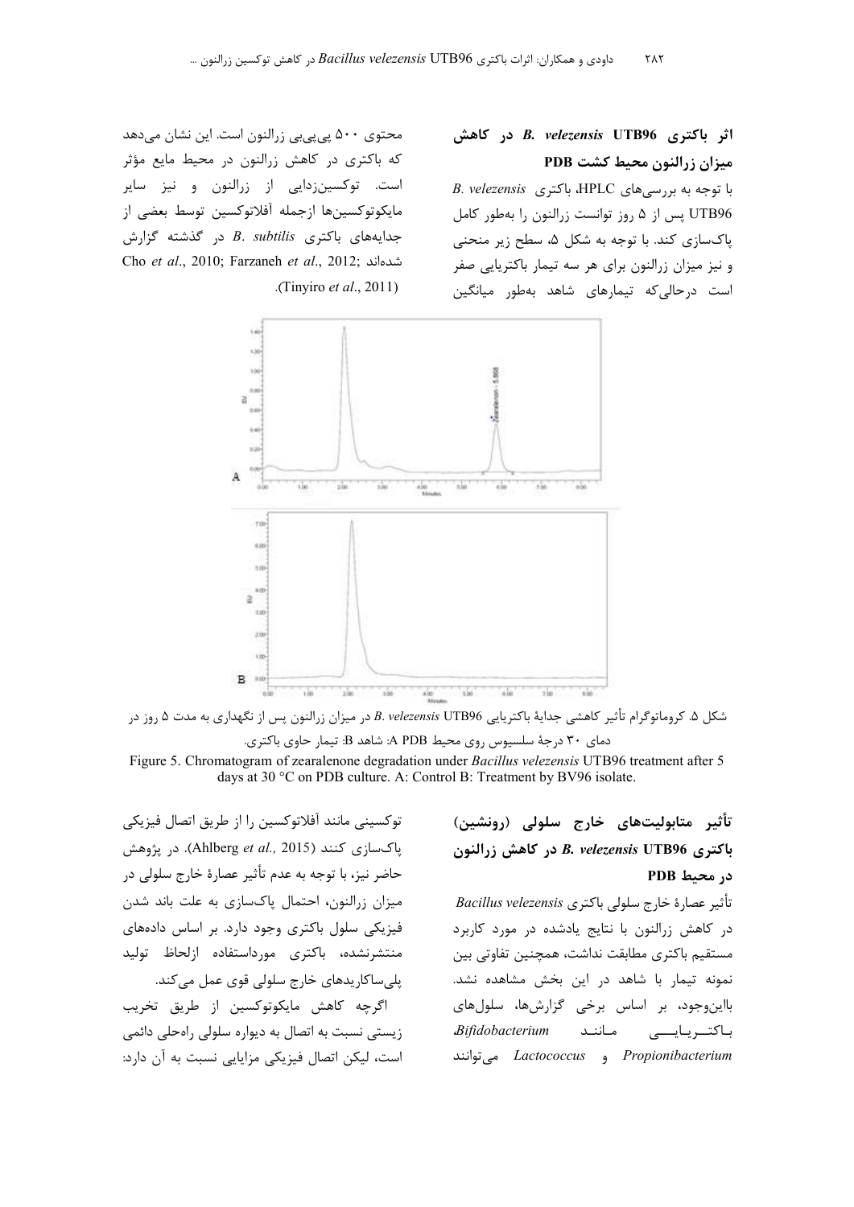### اثر باکتری *B. velezensis* UTB96 در کاهش میزان زرالنون محیط کشت PDB

با توجه به بررسی‌های HPLC، باکتری *B. velezensis* UTB96 پس از ۵ روز توانست زرالنون را به‌طور کامل پاک‌سازی کند. با توجه به شکل ۵، سطح زیر منحنی و نیز میزان زرالنون برای هر سه تیمار باکتریایی صفر است درحالی‌که تیمارهای شاهد به‌طور میانگین محتوی ۵۰۰ پی‌پی‌بی زرالنون است. این نشان می‌دهد که باکتری در کاهش زرالنون در محیط مایع مؤثر است. توکسین‌زدایی از زرالنون و نیز سایر مایکوتوکسین‌ها ازجمله آفلاتوکسین توسط بعضی از جدایه‌های باکتری *B. subtilis* در گذشته گزارش شده‌اند (Cho *et al*., 2010; Farzaneh *et al*., 2012; Tinyiro *et al*., 2011).

شکل ۵. کروماتوگرام تأثیر کاهشی جدایهٔ باکتریایی *B. velezensis* UTB96 در میزان زرالنون پس از نگهداری به مدت ۵ روز در دمای ۳۰ درجهٔ سلسیوس روی محیط PDB ‏A: شاهد B: تیمار حاوی باکتری.

Figure 5. Chromatogram of zearalenone degradation under *Bacillus velezensis* UTB96 treatment after 5 days at 30 °C on PDB culture. A: Control B: Treatment by BV96 isolate.

### تأثیر متابولیت‌های خارج سلولی (رونشین) باکتری *B. velezensis* UTB96 در کاهش زرالنون در محیط PDB

تأثیر عصارهٔ خارج سلولی باکتری *Bacillus velezensis* در کاهش زرالنون با نتایج یادشده در مورد کاربرد مستقیم باکتری مطابقت نداشت، همچنین تفاوتی بین نمونه تیمار با شاهد در این بخش مشاهده نشد. بااین‌وجود، بر اساس برخی گزارش‌ها، سلول‌های باکتریایی مانند *Bifidobacterium*، *Propionibacterium* و *Lactococcus* می‌توانند توکسینی مانند آفلاتوکسین را از طریق اتصال فیزیکی پاک‌سازی کنند (Ahlberg *et al.,* 2015). در پژوهش حاضر نیز، با توجه به عدم تأثیر عصارهٔ خارج سلولی در میزان زرالنون، احتمال پاک‌سازی به علت باند شدن فیزیکی سلول باکتری وجود دارد. بر اساس داده‌های منتشرنشده، باکتری مورداستفاده ازلحاظ تولید پلی‌ساکاریدهای خارج سلولی قوی عمل می‌کند.

اگرچه کاهش مایکوتوکسین از طریق تخریب زیستی نسبت به اتصال به دیواره سلولی راه‌حلی دائمی است، لیکن اتصال فیزیکی مزایایی نسبت به آن دارد: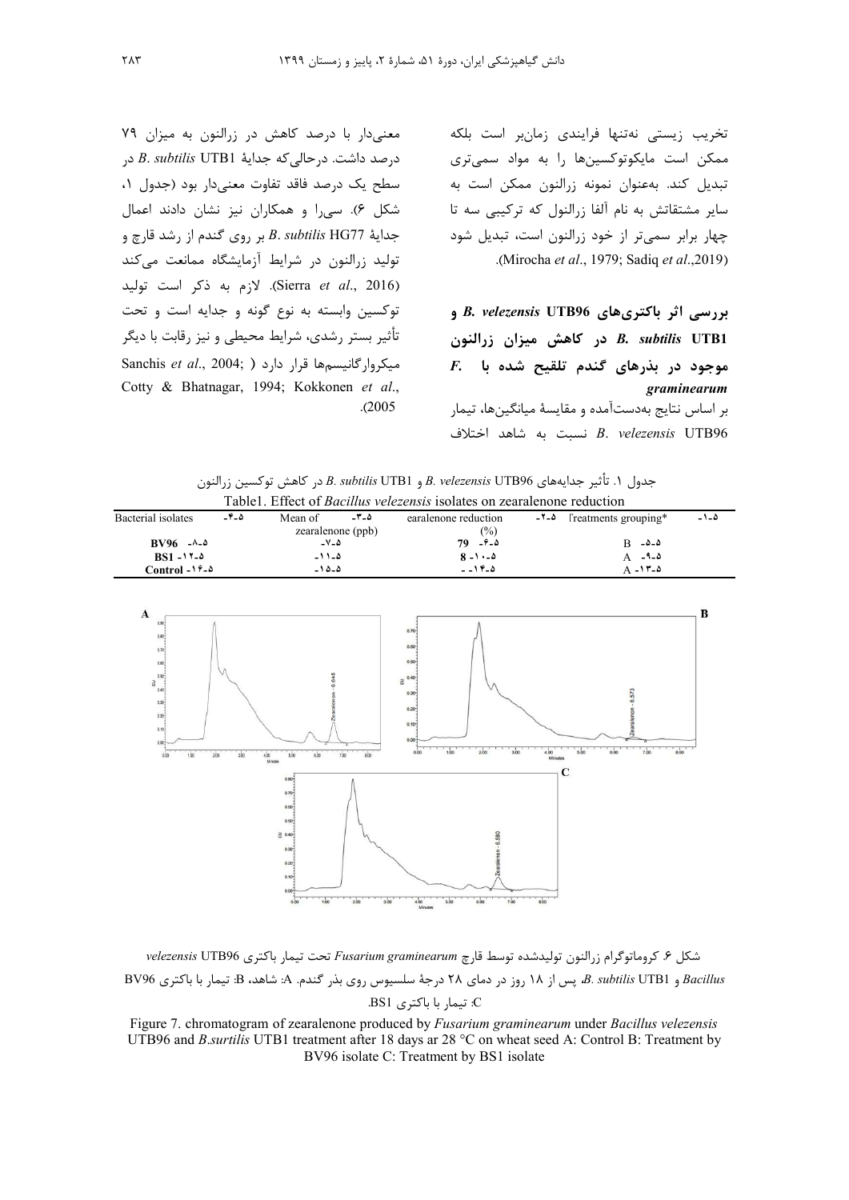تخریب زیستی نه‌تنها فرایندی زمان‌بر است بلکه ممکن است مایکوتوکسین‌ها را به مواد سمی‌تری تبدیل کند. به‌عنوان نمونه زرالنون ممکن است به سایر مشتقاتش به نام آلفا زرالنول که ترکیبی سه تا چهار برابر سمی‌تر از خود زرالنون است، تبدیل شود (Mirocha *et al*., 1979; Sadiq *et al*.,2019).

### بررسی اثر باکتری‌های *B. velezensis* UTB96 و *B. subtilis* UTB1 در کاهش میزان زرالنون موجود در بذرهای گندم تلقیح شده با *F. graminearum*

بر اساس نتایج به‌دست‌آمده و مقایسهٔ میانگین‌ها، تیمار *B. velezensis* UTB96 نسبت به شاهد اختلاف معنی‌دار با درصد کاهش در زرالنون به میزان ۷۹ درصد داشت. درحالی‌که جدایهٔ *B. subtilis* UTB1 در سطح یک درصد فاقد تفاوت معنی‌دار بود (جدول ۱، شکل ۶). سی‌را و همکاران نیز نشان دادند اعمال جدایهٔ *B. subtilis* HG77 بر روی گندم از رشد قارچ و تولید زرالنون در شرایط آزمایشگاه ممانعت می‌کند (Sierra *et al*., 2016). لازم به ذکر است تولید توکسین وابسته به نوع گونه و جدایه است و تحت تأثیر بستر رشدی، شرایط محیطی و نیز رقابت با دیگر میکروارگانیسم‌ها قرار دارد (Sanchis *et al*., 2004; Cotty & Bhatnagar, 1994; Kokkonen *et al*., 2005).

جدول ۱. تأثیر جدایه‌های *B. velezensis* UTB96 و *B. subtilis* UTB1 در کاهش توکسین زرالنون

Table1. Effect of *Bacillus velezensis* isolates on zearalenone reduction

| Bacterial isolates | Mean of zearalenone (ppb) | earalenone reduction (%) | Treatments grouping* |
|---|---|---|---|
| BV96 | -۷-۵ | 79 | B |
| BS1 | -۱۱-۵ | 8 | A |
| Control | -۱۵-۵ | -- | A |

شکل ۶. کروماتوگرام زرالنون تولیدشده توسط قارچ *Fusarium graminearum* تحت تیمار باکتری *velezensis* UTB96 *Bacillus* و *B. subtilis* UTB1، پس از ۱۸ روز در دمای ۲۸ درجهٔ سلسیوس روی بذر گندم. A: شاهد، B: تیمار با باکتری BV96 C: تیمار با باکتری BS1.

Figure 7. chromatogram of zearalenone produced by *Fusarium graminearum* under *Bacillus velezensis* UTB96 and *B.surtilis* UTB1 treatment after 18 days ar 28 °C on wheat seed A: Control B: Treatment by BV96 isolate C: Treatment by BS1 isolate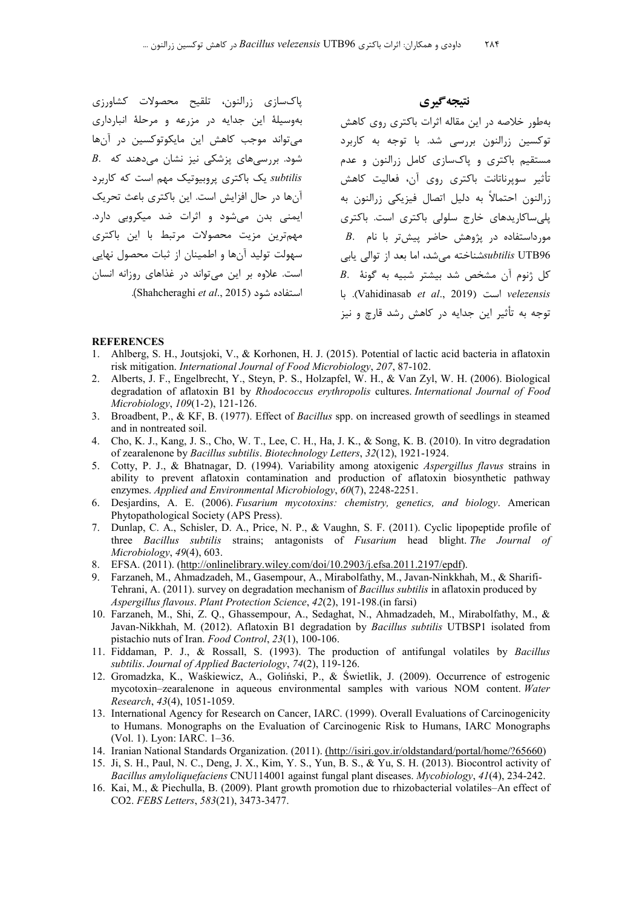## نتیجه‌گیری

به‌طور خلاصه در این مقاله اثرات باکتری روی کاهش توکسین زرالنون بررسی شد. با توجه به کاربرد مستقیم باکتری و پاک‌سازی کامل زرالنون و عدم تأثیر سوپرناتانت باکتری روی آن، فعالیت کاهش زرالنون احتمالاً به دلیل اتصال فیزیکی زرالنون به پلی‌ساکاریدهای خارج سلولی باکتری است. باکتری مورداستفاده در پژوهش حاضر پیش‌تر با نام *B. subtilis* UTB96شناخته می‌شد، اما بعد از توالی یابی کل ژنوم آن مشخص شد بیشتر شبیه به گونهٔ *B. velezensis* است (Vahidinasab *et al*., 2019). با توجه به تأثیر این جدایه در کاهش رشد قارچ و نیز پاک‌سازی زرالنون، تلقیح محصولات کشاورزی به‌وسیلهٔ این جدایه در مزرعه و مرحلهٔ انبارداری می‌تواند موجب کاهش این مایکوتوکسین در آن‌ها شود. بررسی‌های پزشکی نیز نشان می‌دهند که *B. subtilis* یک باکتری پروبیوتیک مهم است که کاربرد آن‌ها در حال افزایش است. این باکتری باعث تحریک ایمنی بدن می‌شود و اثرات ضد میکروبی دارد. مهم‌ترین مزیت محصولات مرتبط با این باکتری سهولت تولید آن‌ها و اطمینان از ثبات محصول نهایی است. علاوه بر این می‌تواند در غذاهای روزانه انسان استفاده شود (Shahcheraghi *et al*., 2015).

## REFERENCES

1. Ahlberg, S. H., Joutsjoki, V., & Korhonen, H. J. (2015). Potential of lactic acid bacteria in aflatoxin risk mitigation. *International Journal of Food Microbiology*, *207*, 87-102.
2. Alberts, J. F., Engelbrecht, Y., Steyn, P. S., Holzapfel, W. H., & Van Zyl, W. H. (2006). Biological degradation of aflatoxin B1 by *Rhodococcus erythropolis* cultures. *International Journal of Food Microbiology*, *109*(1-2), 121-126.
3. Broadbent, P., & KF, B. (1977). Effect of *Bacillus* spp. on increased growth of seedlings in steamed and in nontreated soil.
4. Cho, K. J., Kang, J. S., Cho, W. T., Lee, C. H., Ha, J. K., & Song, K. B. (2010). In vitro degradation of zearalenone by *Bacillus subtilis*. *Biotechnology Letters*, *32*(12), 1921-1924.
5. Cotty, P. J., & Bhatnagar, D. (1994). Variability among atoxigenic *Aspergillus flavus* strains in ability to prevent aflatoxin contamination and production of aflatoxin biosynthetic pathway enzymes. *Applied and Environmental Microbiology*, *60*(7), 2248-2251.
6. Desjardins, A. E. (2006). *Fusarium mycotoxins: chemistry, genetics, and biology*. American Phytopathological Society (APS Press).
7. Dunlap, C. A., Schisler, D. A., Price, N. P., & Vaughn, S. F. (2011). Cyclic lipopeptide profile of three *Bacillus subtilis* strains; antagonists of *Fusarium* head blight. *The Journal of Microbiology*, *49*(4), 603.
8. EFSA. (2011). (http://onlinelibrary.wiley.com/doi/10.2903/j.efsa.2011.2197/epdf).
9. Farzaneh, M., Ahmadzadeh, M., Gasempour, A., Mirabolfathy, M., Javan-Ninkkhah, M., & Sharifi-Tehrani, A. (2011). survey on degradation mechanism of *Bacillus subtilis* in aflatoxin produced by *Aspergillus flavous*. *Plant Protection Science*, *42*(2), 191-198.(in farsi)
10. Farzaneh, M., Shi, Z. Q., Ghassempour, A., Sedaghat, N., Ahmadzadeh, M., Mirabolfathy, M., & Javan-Nikkhah, M. (2012). Aflatoxin B1 degradation by *Bacillus subtilis* UTBSP1 isolated from pistachio nuts of Iran. *Food Control*, *23*(1), 100-106.
11. Fiddaman, P. J., & Rossall, S. (1993). The production of antifungal volatiles by *Bacillus subtilis*. *Journal of Applied Bacteriology*, *74*(2), 119-126.
12. Gromadzka, K., Waśkiewicz, A., Goliński, P., & Świetlik, J. (2009). Occurrence of estrogenic mycotoxin–zearalenone in aqueous environmental samples with various NOM content. *Water Research*, *43*(4), 1051-1059.
13. International Agency for Research on Cancer, IARC. (1999). Overall Evaluations of Carcinogenicity to Humans. Monographs on the Evaluation of Carcinogenic Risk to Humans, IARC Monographs (Vol. 1). Lyon: IARC. 1–36.
14. Iranian National Standards Organization. (2011). (http://isiri.gov.ir/oldstandard/portal/home/?65660)
15. Ji, S. H., Paul, N. C., Deng, J. X., Kim, Y. S., Yun, B. S., & Yu, S. H. (2013). Biocontrol activity of *Bacillus amyloliquefaciens* CNU114001 against fungal plant diseases. *Mycobiology*, *41*(4), 234-242.
16. Kai, M., & Piechulla, B. (2009). Plant growth promotion due to rhizobacterial volatiles–An effect of CO2. *FEBS Letters*, *583*(21), 3473-3477.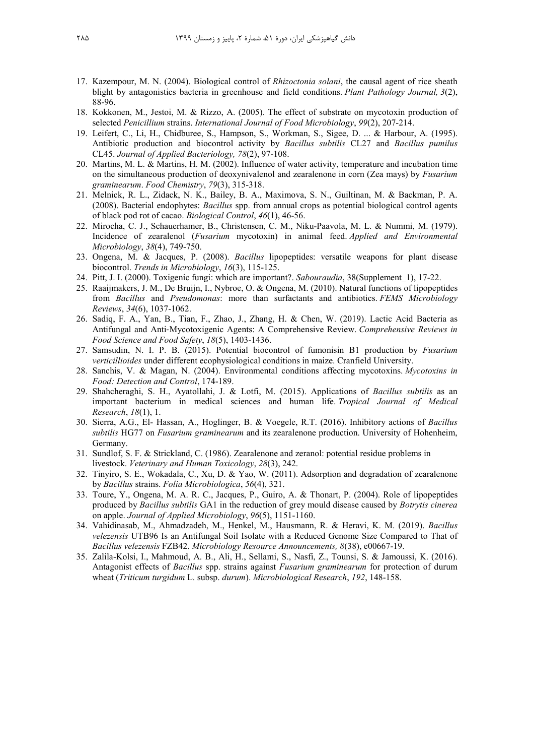17. Kazempour, M. N. (2004). Biological control of *Rhizoctonia solani*, the causal agent of rice sheath blight by antagonistics bacteria in greenhouse and field conditions. *Plant Pathology Journal, 3*(2), 88-96.
18. Kokkonen, M., Jestoi, M. & Rizzo, A. (2005). The effect of substrate on mycotoxin production of selected *Penicillium* strains. *International Journal of Food Microbiology*, *99*(2), 207-214.
19. Leifert, C., Li, H., Chidburee, S., Hampson, S., Workman, S., Sigee, D. ... & Harbour, A. (1995). Antibiotic production and biocontrol activity by *Bacillus subtilis* CL27 and *Bacillus pumilus* CL45. *Journal of Applied Bacteriology, 78*(2), 97-108.
20. Martins, M. L. & Martins, H. M. (2002). Influence of water activity, temperature and incubation time on the simultaneous production of deoxynivalenol and zearalenone in corn (Zea mays) by *Fusarium graminearum*. *Food Chemistry*, *79*(3), 315-318.
21. Melnick, R. L., Zidack, N. K., Bailey, B. A., Maximova, S. N., Guiltinan, M. & Backman, P. A. (2008). Bacterial endophytes: *Bacillus* spp. from annual crops as potential biological control agents of black pod rot of cacao. *Biological Control*, *46*(1), 46-56.
22. Mirocha, C. J., Schauerhamer, B., Christensen, C. M., Niku-Paavola, M. L. & Nummi, M. (1979). Incidence of zearalenol (*Fusarium* mycotoxin) in animal feed. *Applied and Environmental Microbiology*, *38*(4), 749-750.
23. Ongena, M. & Jacques, P. (2008). *Bacillus* lipopeptides: versatile weapons for plant disease biocontrol. *Trends in Microbiology*, *16*(3), 115-125.
24. Pitt, J. I. (2000). Toxigenic fungi: which are important?. *Sabouraudia*, 38(Supplement_1), 17-22.
25. Raaijmakers, J. M., De Bruijn, I., Nybroe, O. & Ongena, M. (2010). Natural functions of lipopeptides from *Bacillus* and *Pseudomonas*: more than surfactants and antibiotics. *FEMS Microbiology Reviews*, *34*(6), 1037-1062.
26. Sadiq, F. A., Yan, B., Tian, F., Zhao, J., Zhang, H. & Chen, W. (2019). Lactic Acid Bacteria as Antifungal and Anti‐Mycotoxigenic Agents: A Comprehensive Review. *Comprehensive Reviews in Food Science and Food Safety*, *18*(5), 1403-1436.
27. Samsudin, N. I. P. B. (2015). Potential biocontrol of fumonisin B1 production by *Fusarium verticillioides* under different ecophysiological conditions in maize. Cranfield University.
28. Sanchis, V. & Magan, N. (2004). Environmental conditions affecting mycotoxins. *Mycotoxins in Food: Detection and Control*, 174-189.
29. Shahcheraghi, S. H., Ayatollahi, J. & Lotfi, M. (2015). Applications of *Bacillus subtilis* as an important bacterium in medical sciences and human life. *Tropical Journal of Medical Research*, *18*(1), 1.
30. Sierra, A.G., El- Hassan, A., Hoglinger, B. & Voegele, R.T. (2016). Inhibitory actions of *Bacillus subtilis* HG77 on *Fusarium graminearum* and its zearalenone production. University of Hohenheim, Germany.
31. Sundlof, S. F. & Strickland, C. (1986). Zearalenone and zeranol: potential residue problems in livestock. *Veterinary and Human Toxicology*, *28*(3), 242.
32. Tinyiro, S. E., Wokadala, C., Xu, D. & Yao, W. (2011). Adsorption and degradation of zearalenone by *Bacillus* strains. *Folia Microbiologica*, *56*(4), 321.
33. Toure, Y., Ongena, M. A. R. C., Jacques, P., Guiro, A. & Thonart, P. (2004). Role of lipopeptides produced by *Bacillus subtilis* GA1 in the reduction of grey mould disease caused by *Botrytis cinerea* on apple. *Journal of Applied Microbiology*, *96*(5), 1151-1160.
34. Vahidinasab, M., Ahmadzadeh, M., Henkel, M., Hausmann, R. & Heravi, K. M. (2019). *Bacillus velezensis* UTB96 Is an Antifungal Soil Isolate with a Reduced Genome Size Compared to That of *Bacillus velezensis* FZB42. *Microbiology Resource Announcements, 8*(38), e00667-19.
35. Zalila-Kolsi, I., Mahmoud, A. B., Ali, H., Sellami, S., Nasfi, Z., Tounsi, S. & Jamoussi, K. (2016). Antagonist effects of *Bacillus* spp. strains against *Fusarium graminearum* for protection of durum wheat (*Triticum turgidum* L. subsp. *durum*). *Microbiological Research*, *192*, 148-158.